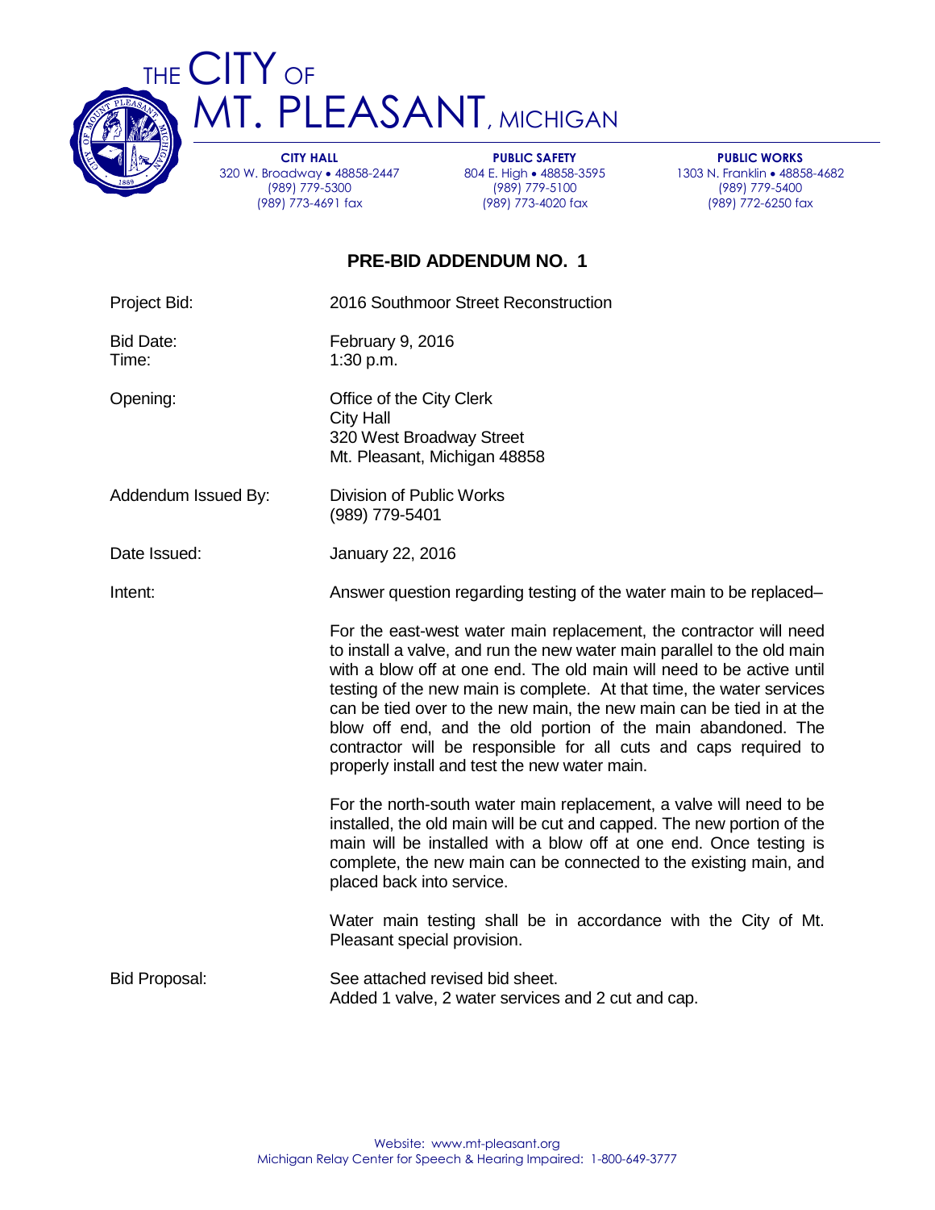# THE CITY OF MT. PLEASANT, MICHIGAN

**CITY HALL**
320 W. Broadway • 48858-2447
(989) 779-5300
(989) 773-4691 fax

**PUBLIC SAFETY**
804 E. High • 48858-3595
(989) 779-5100
(989) 773-4020 fax

**PUBLIC WORKS**
1303 N. Franklin • 48858-4682
(989) 779-5400
(989) 772-6250 fax

## PRE-BID ADDENDUM NO. 1

Project Bid: 2016 Southmoor Street Reconstruction

Bid Date: February 9, 2016
Time: 1:30 p.m.

Opening: Office of the City Clerk
City Hall
320 West Broadway Street
Mt. Pleasant, Michigan 48858

Addendum Issued By: Division of Public Works
(989) 779-5401

Date Issued: January 22, 2016

Intent: Answer question regarding testing of the water main to be replaced–

For the east-west water main replacement, the contractor will need to install a valve, and run the new water main parallel to the old main with a blow off at one end. The old main will need to be active until testing of the new main is complete. At that time, the water services can be tied over to the new main, the new main can be tied in at the blow off end, and the old portion of the main abandoned. The contractor will be responsible for all cuts and caps required to properly install and test the new water main.

For the north-south water main replacement, a valve will need to be installed, the old main will be cut and capped. The new portion of the main will be installed with a blow off at one end. Once testing is complete, the new main can be connected to the existing main, and placed back into service.

Water main testing shall be in accordance with the City of Mt. Pleasant special provision.

Bid Proposal: See attached revised bid sheet.
Added 1 valve, 2 water services and 2 cut and cap.

Website: www.mt-pleasant.org
Michigan Relay Center for Speech & Hearing Impaired: 1-800-649-3777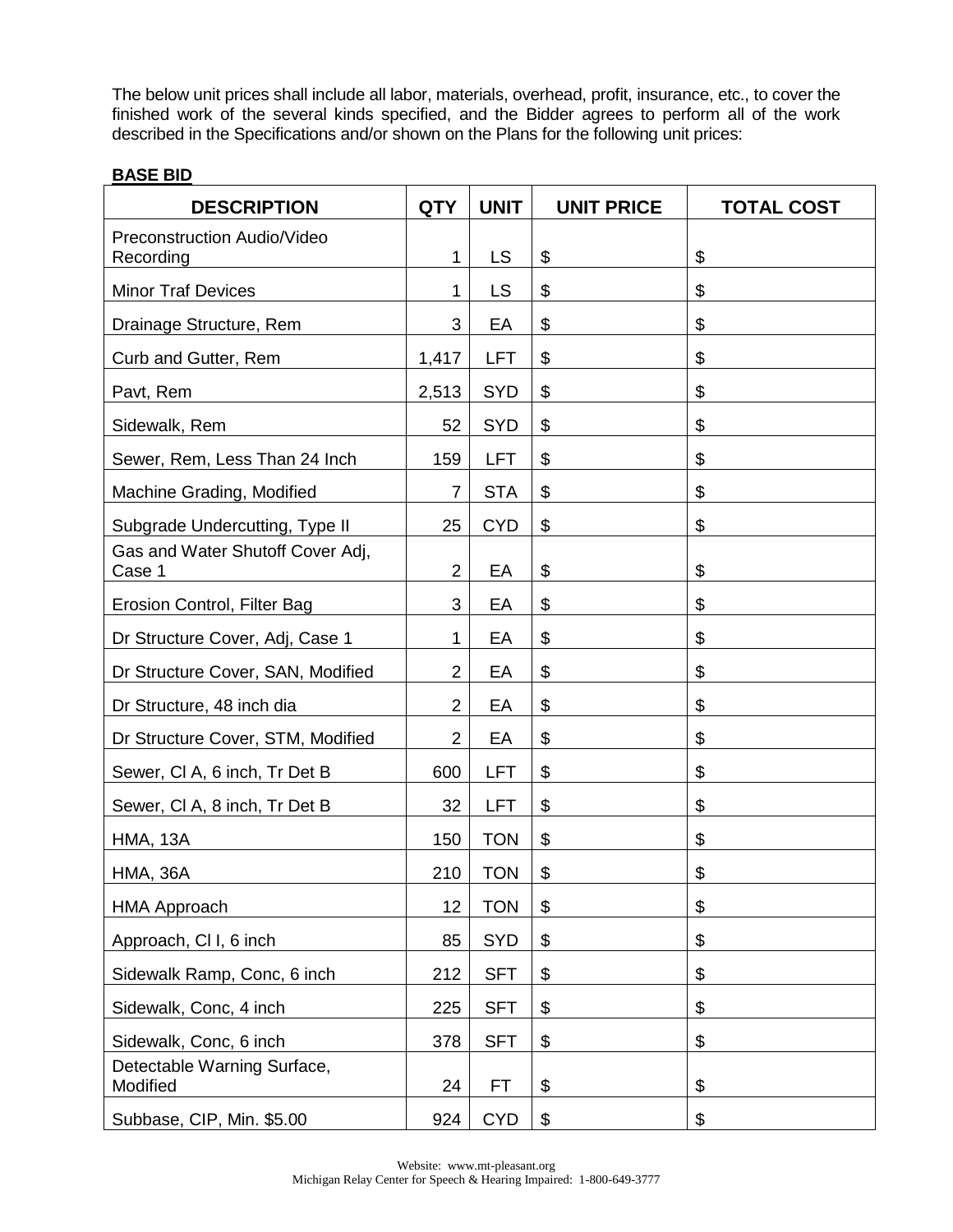The below unit prices shall include all labor, materials, overhead, profit, insurance, etc., to cover the finished work of the several kinds specified, and the Bidder agrees to perform all of the work described in the Specifications and/or shown on the Plans for the following unit prices:

**BASE BID**

| DESCRIPTION | QTY | UNIT | UNIT PRICE | TOTAL COST |
|---|---|---|---|---|
| Preconstruction Audio/Video Recording | 1 | LS | $ | $ |
| Minor Traf Devices | 1 | LS | $ | $ |
| Drainage Structure, Rem | 3 | EA | $ | $ |
| Curb and Gutter, Rem | 1,417 | LFT | $ | $ |
| Pavt, Rem | 2,513 | SYD | $ | $ |
| Sidewalk, Rem | 52 | SYD | $ | $ |
| Sewer, Rem, Less Than 24 Inch | 159 | LFT | $ | $ |
| Machine Grading, Modified | 7 | STA | $ | $ |
| Subgrade Undercutting, Type II | 25 | CYD | $ | $ |
| Gas and Water Shutoff Cover Adj, Case 1 | 2 | EA | $ | $ |
| Erosion Control, Filter Bag | 3 | EA | $ | $ |
| Dr Structure Cover, Adj, Case 1 | 1 | EA | $ | $ |
| Dr Structure Cover, SAN, Modified | 2 | EA | $ | $ |
| Dr Structure, 48 inch dia | 2 | EA | $ | $ |
| Dr Structure Cover, STM, Modified | 2 | EA | $ | $ |
| Sewer, Cl A, 6 inch, Tr Det B | 600 | LFT | $ | $ |
| Sewer, Cl A, 8 inch, Tr Det B | 32 | LFT | $ | $ |
| HMA, 13A | 150 | TON | $ | $ |
| HMA, 36A | 210 | TON | $ | $ |
| HMA Approach | 12 | TON | $ | $ |
| Approach, Cl I, 6 inch | 85 | SYD | $ | $ |
| Sidewalk Ramp, Conc, 6 inch | 212 | SFT | $ | $ |
| Sidewalk, Conc, 4 inch | 225 | SFT | $ | $ |
| Sidewalk, Conc, 6 inch | 378 | SFT | $ | $ |
| Detectable Warning Surface, Modified | 24 | FT | $ | $ |
| Subbase, CIP, Min. $5.00 | 924 | CYD | $ | $ |

Website: www.mt-pleasant.org
Michigan Relay Center for Speech & Hearing Impaired: 1-800-649-3777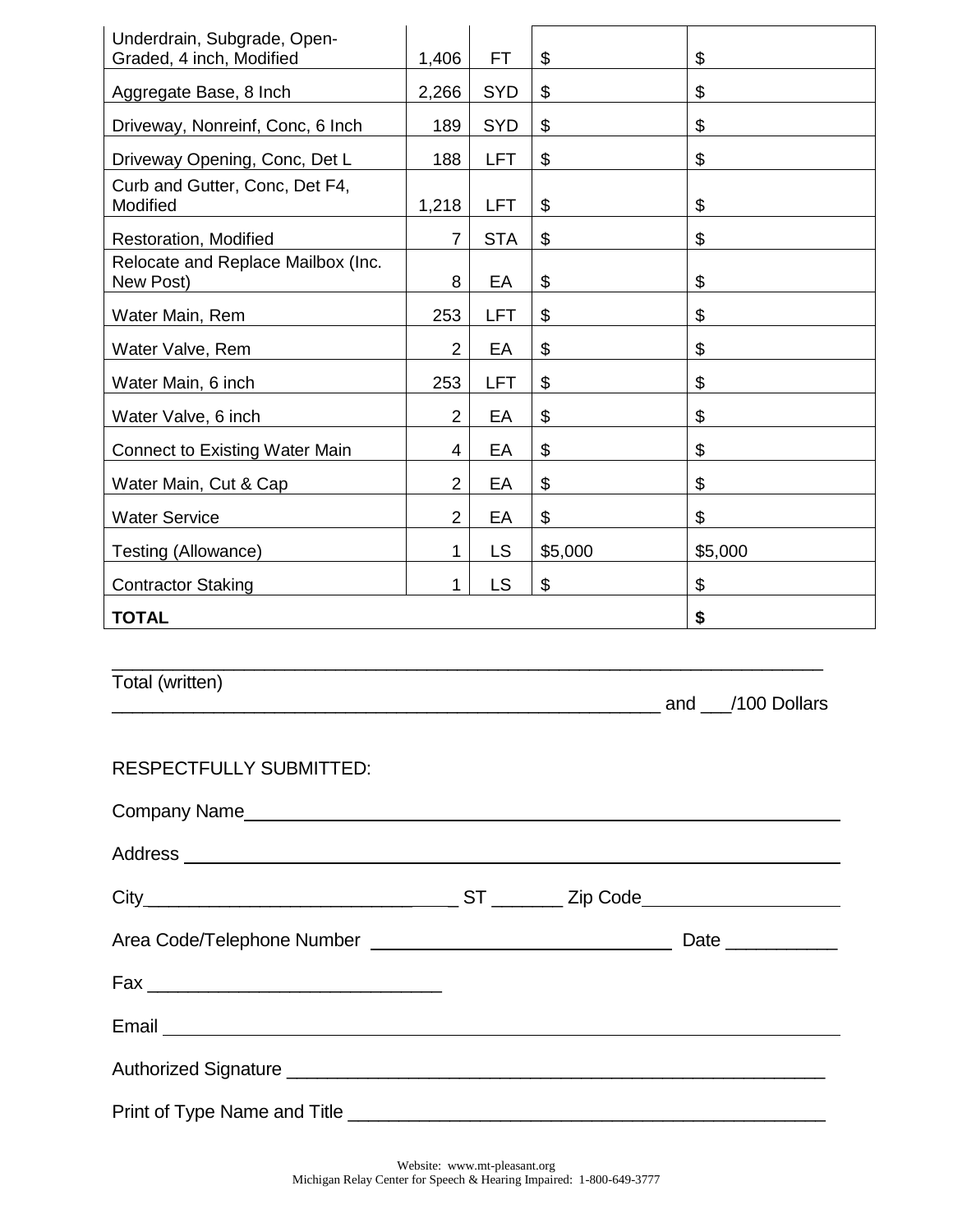| | | | | |
|---|---|---|---|---|
| Underdrain, Subgrade, Open-Graded, 4 inch, Modified | 1,406 | FT | $ | $ |
| Aggregate Base, 8 Inch | 2,266 | SYD | $ | $ |
| Driveway, Nonreinf, Conc, 6 Inch | 189 | SYD | $ | $ |
| Driveway Opening, Conc, Det L | 188 | LFT | $ | $ |
| Curb and Gutter, Conc, Det F4, Modified | 1,218 | LFT | $ | $ |
| Restoration, Modified | 7 | STA | $ | $ |
| Relocate and Replace Mailbox (Inc. New Post) | 8 | EA | $ | $ |
| Water Main, Rem | 253 | LFT | $ | $ |
| Water Valve, Rem | 2 | EA | $ | $ |
| Water Main, 6 inch | 253 | LFT | $ | $ |
| Water Valve, 6 inch | 2 | EA | $ | $ |
| Connect to Existing Water Main | 4 | EA | $ | $ |
| Water Main, Cut & Cap | 2 | EA | $ | $ |
| Water Service | 2 | EA | $ | $ |
| Testing (Allowance) | 1 | LS | $5,000 | $5,000 |
| Contractor Staking | 1 | LS | $ | $ |
| **TOTAL** | | | | **$** |

_______________________________________________________________________

Total (written)
_____________________________________________________ and ___/100 Dollars

RESPECTFULLY SUBMITTED:

Company Name _______________________________________________________

Address ____________________________________________________________

City_____________________________ ST _______ Zip Code___________________

Area Code/Telephone Number _____________________________ Date ___________

Fax _____________________________

Email ______________________________________________________________

Authorized Signature _______________________________________________________

Print of Type Name and Title ___________________________________________________

Website: www.mt-pleasant.org
Michigan Relay Center for Speech & Hearing Impaired: 1-800-649-3777